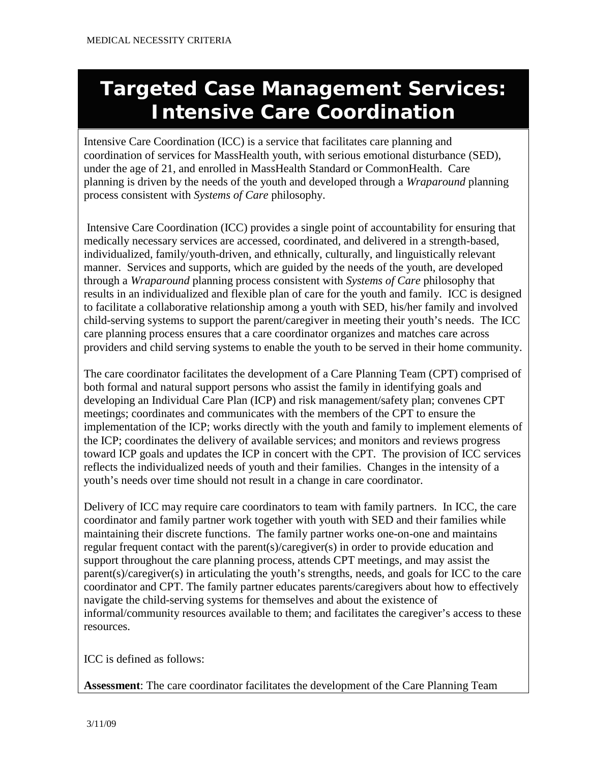# Targeted Case Management Services: Intensive Care Coordination

Intensive Care Coordination (ICC) is a service that facilitates care planning and coordination of services for MassHealth youth, with serious emotional disturbance (SED), under the age of 21, and enrolled in MassHealth Standard or CommonHealth. Care planning is driven by the needs of the youth and developed through a *Wraparound* planning process consistent with *Systems of Care* philosophy.

Intensive Care Coordination (ICC) provides a single point of accountability for ensuring that medically necessary services are accessed, coordinated, and delivered in a strength-based, individualized, family/youth-driven, and ethnically, culturally, and linguistically relevant manner. Services and supports, which are guided by the needs of the youth, are developed through a *Wraparound* planning process consistent with *Systems of Care* philosophy that results in an individualized and flexible plan of care for the youth and family. ICC is designed to facilitate a collaborative relationship among a youth with SED, his/her family and involved child-serving systems to support the parent/caregiver in meeting their youth's needs. The ICC care planning process ensures that a care coordinator organizes and matches care across providers and child serving systems to enable the youth to be served in their home community.

The care coordinator facilitates the development of a Care Planning Team (CPT) comprised of both formal and natural support persons who assist the family in identifying goals and developing an Individual Care Plan (ICP) and risk management/safety plan; convenes CPT meetings; coordinates and communicates with the members of the CPT to ensure the implementation of the ICP; works directly with the youth and family to implement elements of the ICP; coordinates the delivery of available services; and monitors and reviews progress toward ICP goals and updates the ICP in concert with the CPT. The provision of ICC services reflects the individualized needs of youth and their families. Changes in the intensity of a youth's needs over time should not result in a change in care coordinator.

Delivery of ICC may require care coordinators to team with family partners. In ICC, the care coordinator and family partner work together with youth with SED and their families while maintaining their discrete functions. The family partner works one-on-one and maintains regular frequent contact with the parent(s)/caregiver(s) in order to provide education and support throughout the care planning process, attends CPT meetings, and may assist the parent(s)/caregiver(s) in articulating the youth's strengths, needs, and goals for ICC to the care coordinator and CPT. The family partner educates parents/caregivers about how to effectively navigate the child-serving systems for themselves and about the existence of informal/community resources available to them; and facilitates the caregiver's access to these resources.

ICC is defined as follows:

**Assessment**: The care coordinator facilitates the development of the Care Planning Team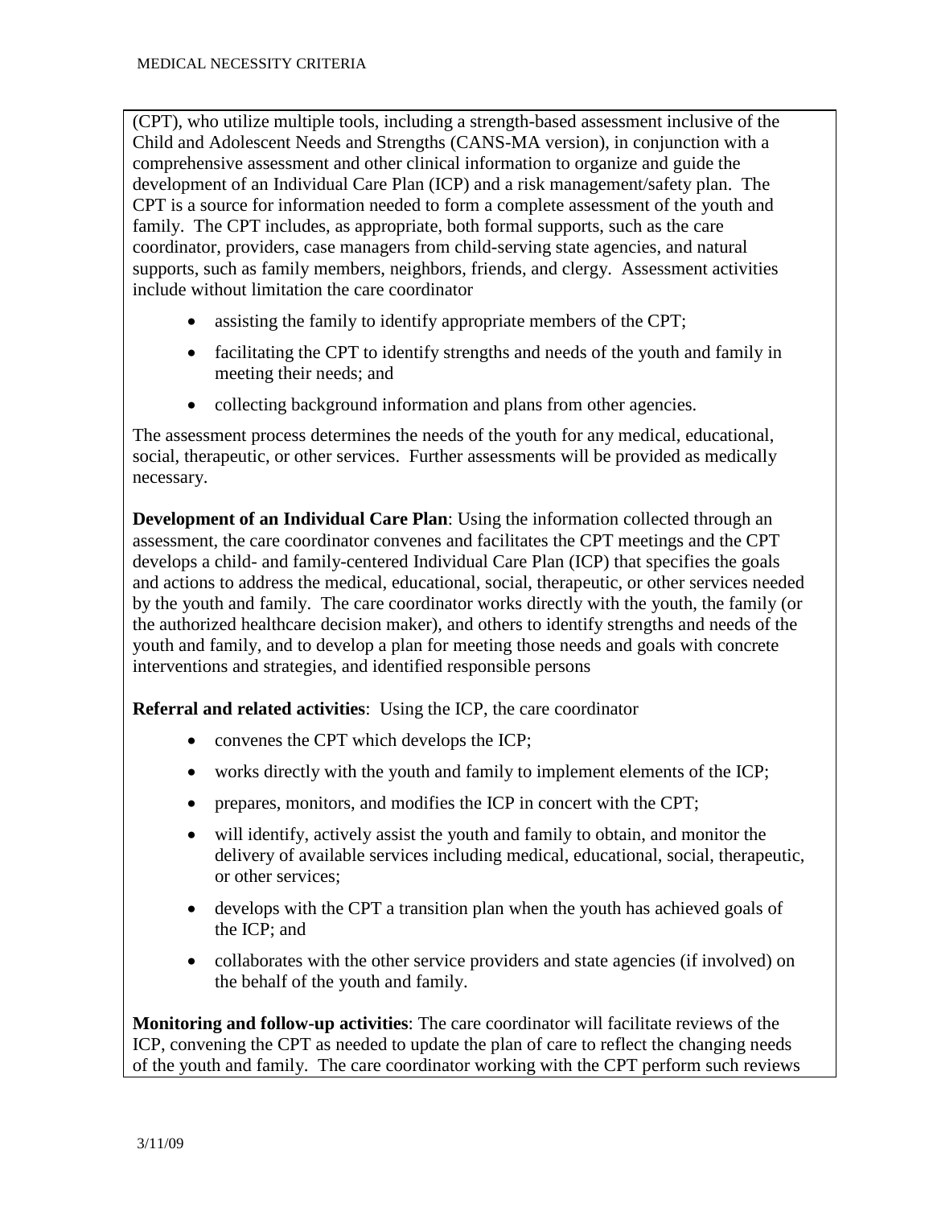(CPT), who utilize multiple tools, including a strength-based assessment inclusive of the Child and Adolescent Needs and Strengths (CANS-MA version), in conjunction with a comprehensive assessment and other clinical information to organize and guide the development of an Individual Care Plan (ICP) and a risk management/safety plan. The CPT is a source for information needed to form a complete assessment of the youth and family. The CPT includes, as appropriate, both formal supports, such as the care coordinator, providers, case managers from child-serving state agencies, and natural supports, such as family members, neighbors, friends, and clergy. Assessment activities include without limitation the care coordinator

- assisting the family to identify appropriate members of the CPT;
- facilitating the CPT to identify strengths and needs of the youth and family in meeting their needs; and
- collecting background information and plans from other agencies.

The assessment process determines the needs of the youth for any medical, educational, social, therapeutic, or other services. Further assessments will be provided as medically necessary.

**Development of an Individual Care Plan**: Using the information collected through an assessment, the care coordinator convenes and facilitates the CPT meetings and the CPT develops a child- and family-centered Individual Care Plan (ICP) that specifies the goals and actions to address the medical, educational, social, therapeutic, or other services needed by the youth and family. The care coordinator works directly with the youth, the family (or the authorized healthcare decision maker), and others to identify strengths and needs of the youth and family, and to develop a plan for meeting those needs and goals with concrete interventions and strategies, and identified responsible persons

**Referral and related activities**: Using the ICP, the care coordinator

- convenes the CPT which develops the ICP;
- works directly with the youth and family to implement elements of the ICP;
- prepares, monitors, and modifies the ICP in concert with the CPT;
- will identify, actively assist the youth and family to obtain, and monitor the delivery of available services including medical, educational, social, therapeutic, or other services;
- develops with the CPT a transition plan when the youth has achieved goals of the ICP; and
- collaborates with the other service providers and state agencies (if involved) on the behalf of the youth and family.

**Monitoring and follow-up activities**: The care coordinator will facilitate reviews of the ICP, convening the CPT as needed to update the plan of care to reflect the changing needs of the youth and family. The care coordinator working with the CPT perform such reviews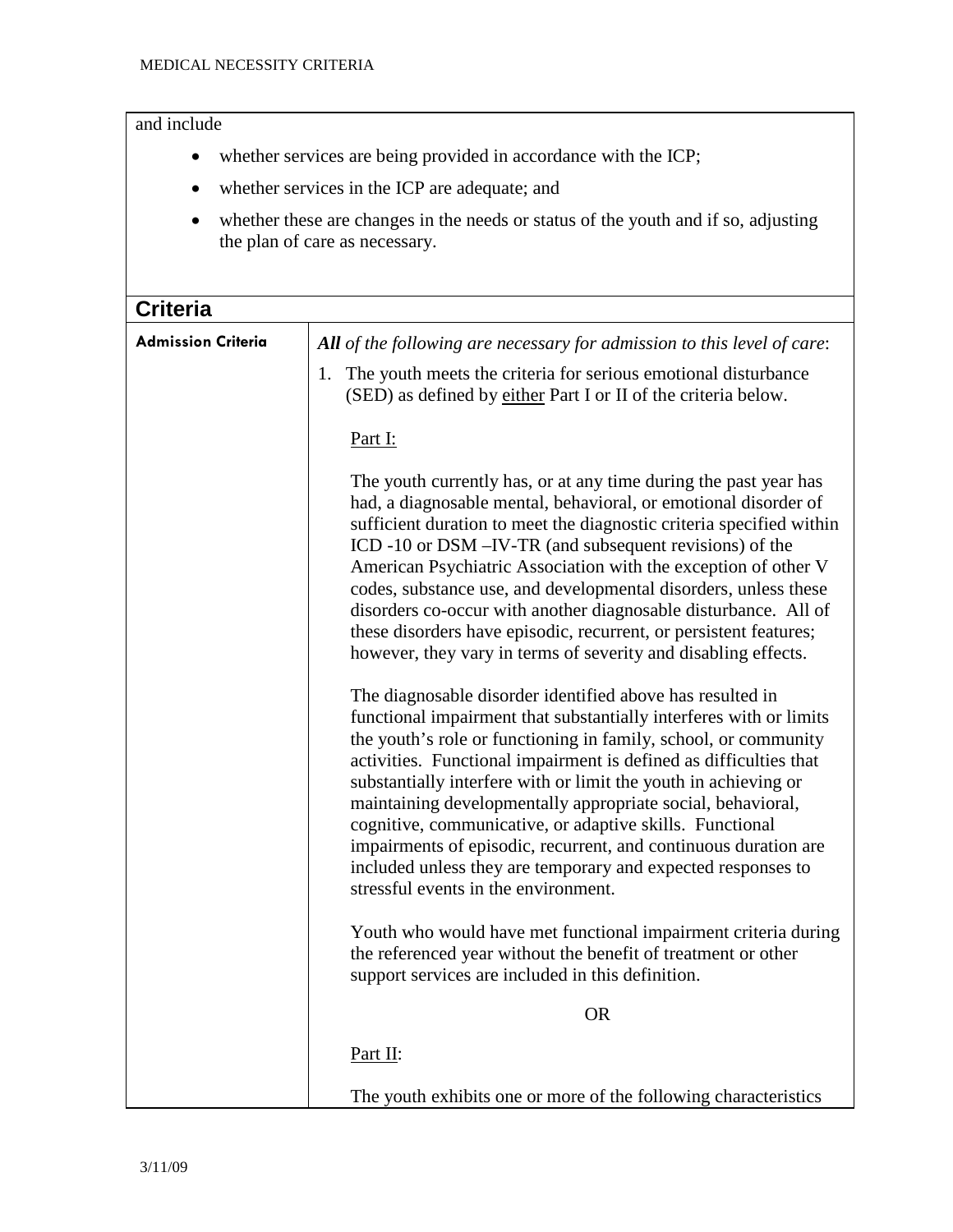and include

- whether services are being provided in accordance with the ICP;
- whether services in the ICP are adequate; and
- whether these are changes in the needs or status of the youth and if so, adjusting the plan of care as necessary.

## Criteria

| | |
|---|---|
| **Admission Criteria** | ***All*** *of the following are necessary for admission to this level of care*:<br><br>1. The youth meets the criteria for serious emotional disturbance (SED) as defined by either Part I or II of the criteria below.<br><br>Part I:<br><br>The youth currently has, or at any time during the past year has had, a diagnosable mental, behavioral, or emotional disorder of sufficient duration to meet the diagnostic criteria specified within ICD -10 or DSM –IV-TR (and subsequent revisions) of the American Psychiatric Association with the exception of other V codes, substance use, and developmental disorders, unless these disorders co-occur with another diagnosable disturbance. All of these disorders have episodic, recurrent, or persistent features; however, they vary in terms of severity and disabling effects.<br><br>The diagnosable disorder identified above has resulted in functional impairment that substantially interferes with or limits the youth's role or functioning in family, school, or community activities. Functional impairment is defined as difficulties that substantially interfere with or limit the youth in achieving or maintaining developmentally appropriate social, behavioral, cognitive, communicative, or adaptive skills. Functional impairments of episodic, recurrent, and continuous duration are included unless they are temporary and expected responses to stressful events in the environment.<br><br>Youth who would have met functional impairment criteria during the referenced year without the benefit of treatment or other support services are included in this definition.<br><br>OR<br><br>Part II:<br><br>The youth exhibits one or more of the following characteristics |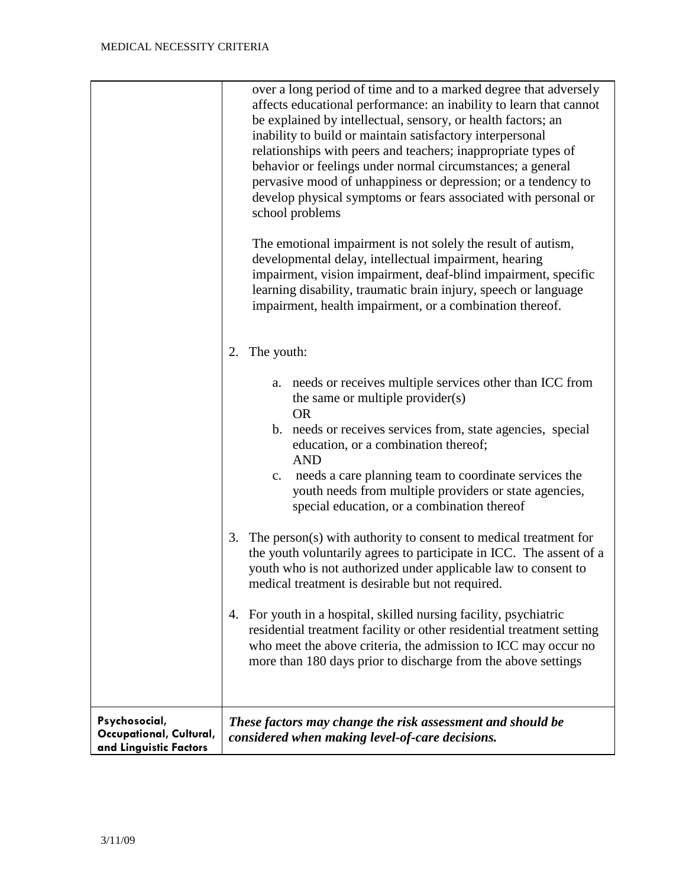| | |
|---|---|
| | over a long period of time and to a marked degree that adversely affects educational performance: an inability to learn that cannot be explained by intellectual, sensory, or health factors; an inability to build or maintain satisfactory interpersonal relationships with peers and teachers; inappropriate types of behavior or feelings under normal circumstances; a general pervasive mood of unhappiness or depression; or a tendency to develop physical symptoms or fears associated with personal or school problems<br><br>The emotional impairment is not solely the result of autism, developmental delay, intellectual impairment, hearing impairment, vision impairment, deaf-blind impairment, specific learning disability, traumatic brain injury, speech or language impairment, health impairment, or a combination thereof.<br><br>2. The youth:<br><br>a. needs or receives multiple services other than ICC from the same or multiple provider(s)<br>OR<br>b. needs or receives services from, state agencies, special education, or a combination thereof;<br>AND<br>c. needs a care planning team to coordinate services the youth needs from multiple providers or state agencies, special education, or a combination thereof<br><br>3. The person(s) with authority to consent to medical treatment for the youth voluntarily agrees to participate in ICC. The assent of a youth who is not authorized under applicable law to consent to medical treatment is desirable but not required.<br><br>4. For youth in a hospital, skilled nursing facility, psychiatric residential treatment facility or other residential treatment setting who meet the above criteria, the admission to ICC may occur no more than 180 days prior to discharge from the above settings |
| **Psychosocial, Occupational, Cultural, and Linguistic Factors** | ***These factors may change the risk assessment and should be considered when making level-of-care decisions.*** |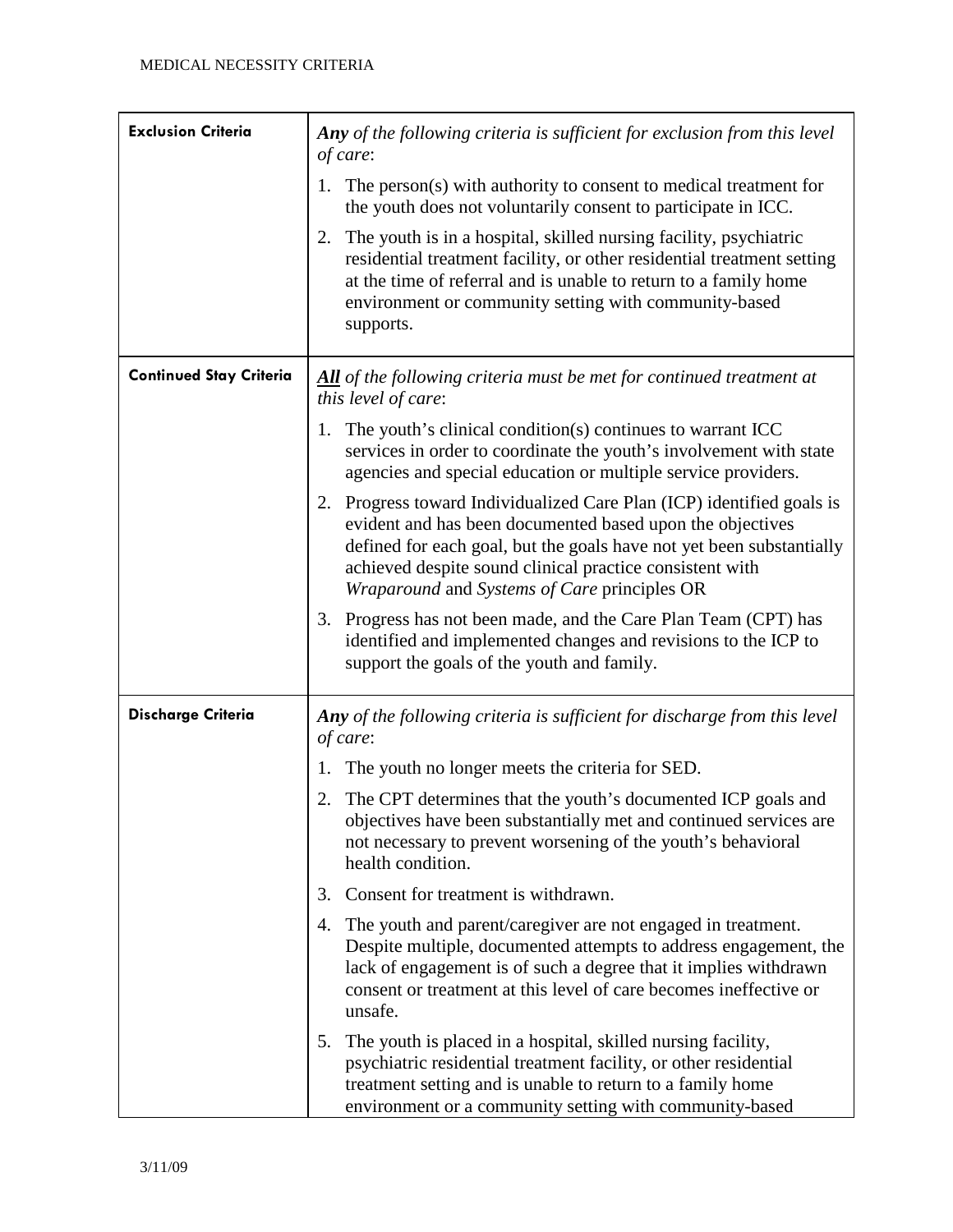| | |
|---|---|
| **Exclusion Criteria** | ***Any*** *of the following criteria is sufficient for exclusion from this level of care*:<br>1. The person(s) with authority to consent to medical treatment for the youth does not voluntarily consent to participate in ICC.<br>2. The youth is in a hospital, skilled nursing facility, psychiatric residential treatment facility, or other residential treatment setting at the time of referral and is unable to return to a family home environment or community setting with community-based supports. |
| **Continued Stay Criteria** | ***All*** *of the following criteria must be met for continued treatment at this level of care*:<br>1. The youth's clinical condition(s) continues to warrant ICC services in order to coordinate the youth's involvement with state agencies and special education or multiple service providers.<br>2. Progress toward Individualized Care Plan (ICP) identified goals is evident and has been documented based upon the objectives defined for each goal, but the goals have not yet been substantially achieved despite sound clinical practice consistent with *Wraparound* and *Systems of Care* principles OR<br>3. Progress has not been made, and the Care Plan Team (CPT) has identified and implemented changes and revisions to the ICP to support the goals of the youth and family. |
| **Discharge Criteria** | ***Any*** *of the following criteria is sufficient for discharge from this level of care*:<br>1. The youth no longer meets the criteria for SED.<br>2. The CPT determines that the youth's documented ICP goals and objectives have been substantially met and continued services are not necessary to prevent worsening of the youth's behavioral health condition.<br>3. Consent for treatment is withdrawn.<br>4. The youth and parent/caregiver are not engaged in treatment. Despite multiple, documented attempts to address engagement, the lack of engagement is of such a degree that it implies withdrawn consent or treatment at this level of care becomes ineffective or unsafe.<br>5. The youth is placed in a hospital, skilled nursing facility, psychiatric residential treatment facility, or other residential treatment setting and is unable to return to a family home environment or a community setting with community-based |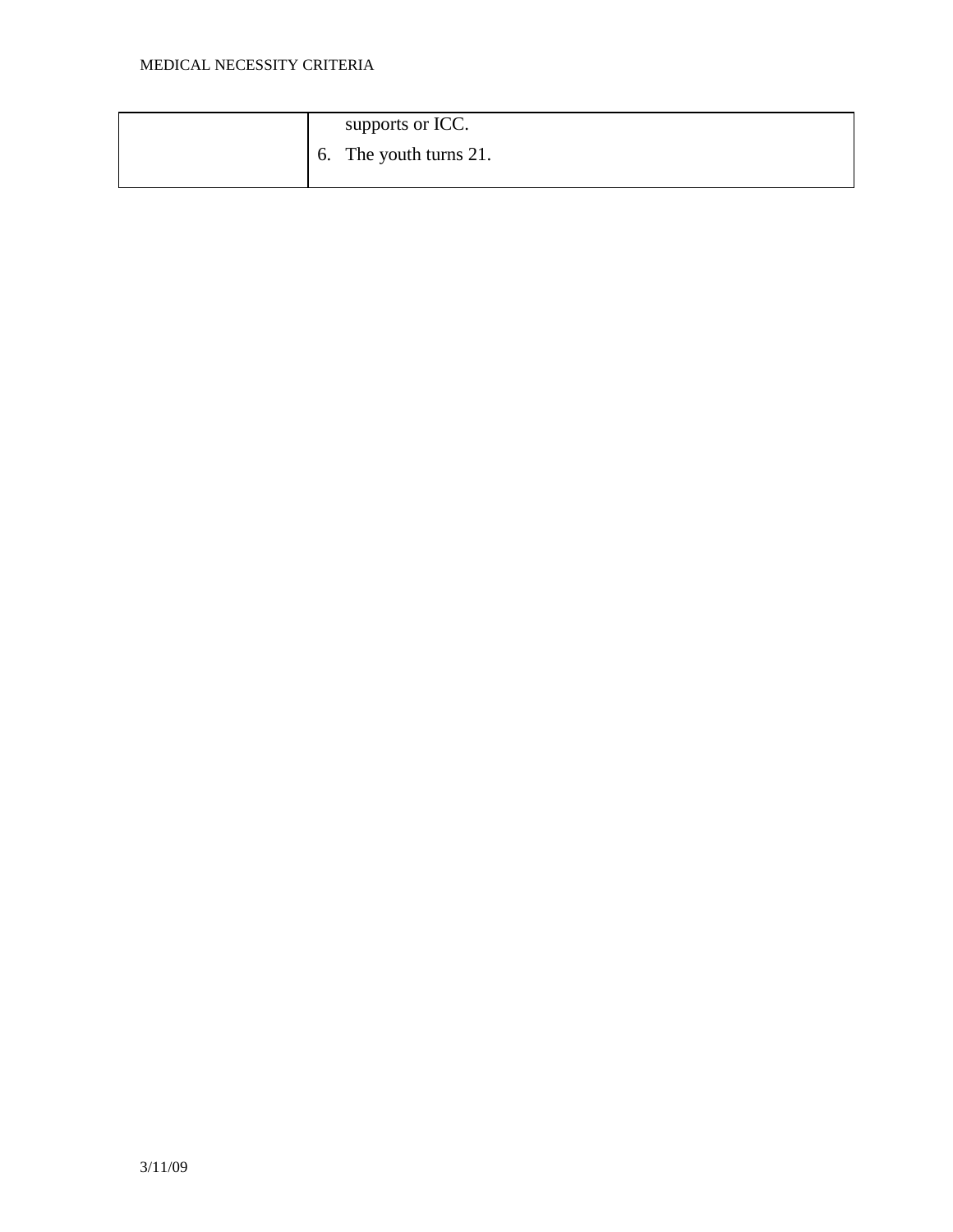| | |
|---|---|
| | supports or ICC.<br>6. The youth turns 21. |